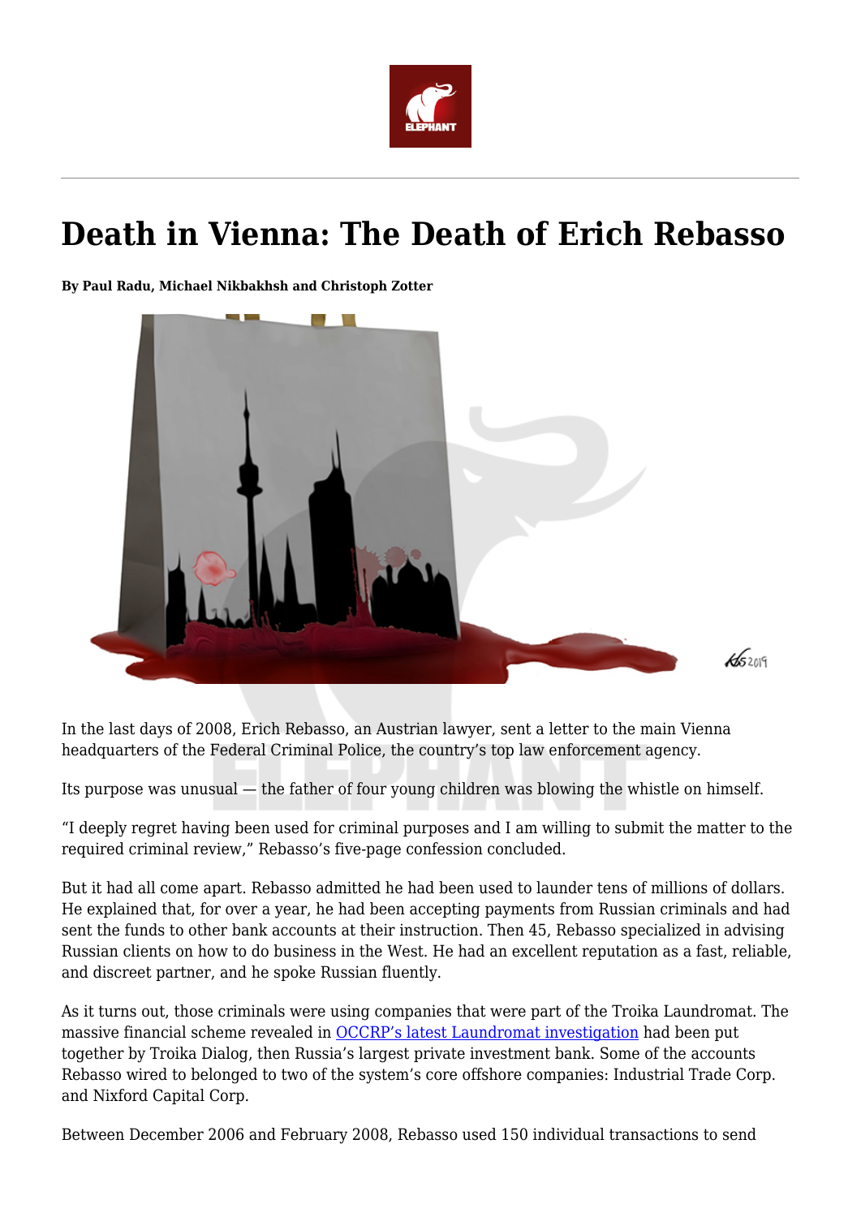# Death in Vienna: The Death of Erich Rebasso

**By Paul Radu, Michael Nikbakhsh and Christoph Zotter**

In the last days of 2008, Erich Rebasso, an Austrian lawyer, sent a letter to the main Vienna headquarters of the Federal Criminal Police, the country's top law enforcement agency.

Its purpose was unusual — the father of four young children was blowing the whistle on himself.

"I deeply regret having been used for criminal purposes and I am willing to submit the matter to the required criminal review," Rebasso's five-page confession concluded.

But it had all come apart. Rebasso admitted he had been used to launder tens of millions of dollars. He explained that, for over a year, he had been accepting payments from Russian criminals and had sent the funds to other bank accounts at their instruction. Then 45, Rebasso specialized in advising Russian clients on how to do business in the West. He had an excellent reputation as a fast, reliable, and discreet partner, and he spoke Russian fluently.

As it turns out, those criminals were using companies that were part of the Troika Laundromat. The massive financial scheme revealed in OCCRP's latest Laundromat investigation had been put together by Troika Dialog, then Russia's largest private investment bank. Some of the accounts Rebasso wired to belonged to two of the system's core offshore companies: Industrial Trade Corp. and Nixford Capital Corp.

Between December 2006 and February 2008, Rebasso used 150 individual transactions to send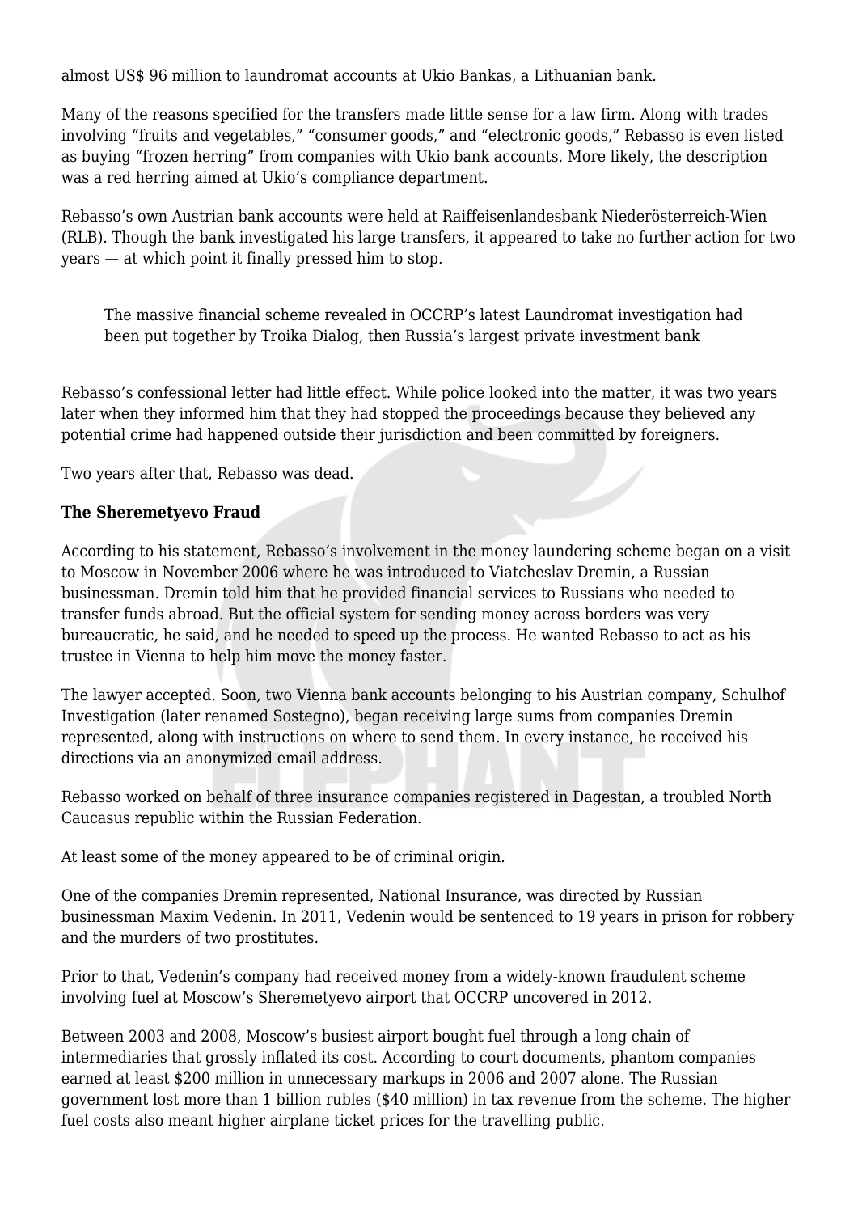almost US$ 96 million to laundromat accounts at Ukio Bankas, a Lithuanian bank.

Many of the reasons specified for the transfers made little sense for a law firm. Along with trades involving "fruits and vegetables," "consumer goods," and "electronic goods," Rebasso is even listed as buying "frozen herring" from companies with Ukio bank accounts. More likely, the description was a red herring aimed at Ukio's compliance department.

Rebasso's own Austrian bank accounts were held at Raiffeisenlandesbank Niederösterreich-Wien (RLB). Though the bank investigated his large transfers, it appeared to take no further action for two years — at which point it finally pressed him to stop.

> The massive financial scheme revealed in OCCRP's latest Laundromat investigation had been put together by Troika Dialog, then Russia's largest private investment bank

Rebasso's confessional letter had little effect. While police looked into the matter, it was two years later when they informed him that they had stopped the proceedings because they believed any potential crime had happened outside their jurisdiction and been committed by foreigners.

Two years after that, Rebasso was dead.

**The Sheremetyevo Fraud**

According to his statement, Rebasso's involvement in the money laundering scheme began on a visit to Moscow in November 2006 where he was introduced to Viatcheslav Dremin, a Russian businessman. Dremin told him that he provided financial services to Russians who needed to transfer funds abroad. But the official system for sending money across borders was very bureaucratic, he said, and he needed to speed up the process. He wanted Rebasso to act as his trustee in Vienna to help him move the money faster.

The lawyer accepted. Soon, two Vienna bank accounts belonging to his Austrian company, Schulhof Investigation (later renamed Sostegno), began receiving large sums from companies Dremin represented, along with instructions on where to send them. In every instance, he received his directions via an anonymized email address.

Rebasso worked on behalf of three insurance companies registered in Dagestan, a troubled North Caucasus republic within the Russian Federation.

At least some of the money appeared to be of criminal origin.

One of the companies Dremin represented, National Insurance, was directed by Russian businessman Maxim Vedenin. In 2011, Vedenin would be sentenced to 19 years in prison for robbery and the murders of two prostitutes.

Prior to that, Vedenin's company had received money from a widely-known fraudulent scheme involving fuel at Moscow's Sheremetyevo airport that OCCRP uncovered in 2012.

Between 2003 and 2008, Moscow's busiest airport bought fuel through a long chain of intermediaries that grossly inflated its cost. According to court documents, phantom companies earned at least $200 million in unnecessary markups in 2006 and 2007 alone. The Russian government lost more than 1 billion rubles ($40 million) in tax revenue from the scheme. The higher fuel costs also meant higher airplane ticket prices for the travelling public.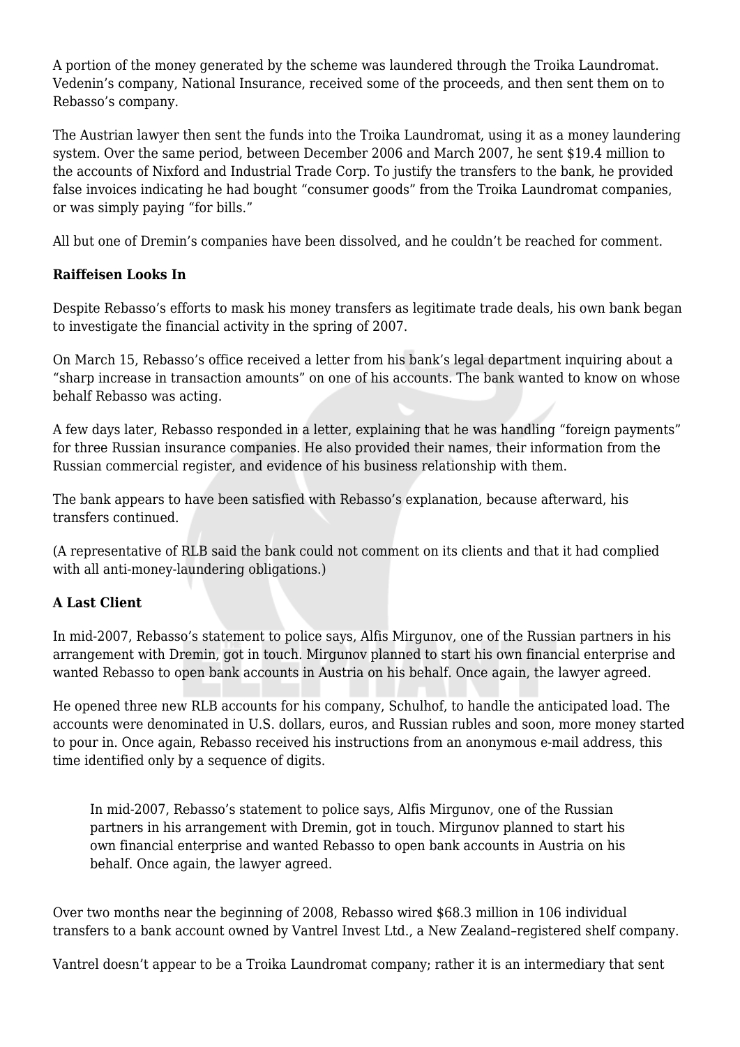A portion of the money generated by the scheme was laundered through the Troika Laundromat. Vedenin's company, National Insurance, received some of the proceeds, and then sent them on to Rebasso's company.

The Austrian lawyer then sent the funds into the Troika Laundromat, using it as a money laundering system. Over the same period, between December 2006 and March 2007, he sent $19.4 million to the accounts of Nixford and Industrial Trade Corp. To justify the transfers to the bank, he provided false invoices indicating he had bought "consumer goods" from the Troika Laundromat companies, or was simply paying "for bills."

All but one of Dremin's companies have been dissolved, and he couldn't be reached for comment.

**Raiffeisen Looks In**

Despite Rebasso's efforts to mask his money transfers as legitimate trade deals, his own bank began to investigate the financial activity in the spring of 2007.

On March 15, Rebasso's office received a letter from his bank's legal department inquiring about a "sharp increase in transaction amounts" on one of his accounts. The bank wanted to know on whose behalf Rebasso was acting.

A few days later, Rebasso responded in a letter, explaining that he was handling "foreign payments" for three Russian insurance companies. He also provided their names, their information from the Russian commercial register, and evidence of his business relationship with them.

The bank appears to have been satisfied with Rebasso's explanation, because afterward, his transfers continued.

(A representative of RLB said the bank could not comment on its clients and that it had complied with all anti-money-laundering obligations.)

**A Last Client**

In mid-2007, Rebasso's statement to police says, Alfis Mirgunov, one of the Russian partners in his arrangement with Dremin, got in touch. Mirgunov planned to start his own financial enterprise and wanted Rebasso to open bank accounts in Austria on his behalf. Once again, the lawyer agreed.

He opened three new RLB accounts for his company, Schulhof, to handle the anticipated load. The accounts were denominated in U.S. dollars, euros, and Russian rubles and soon, more money started to pour in. Once again, Rebasso received his instructions from an anonymous e-mail address, this time identified only by a sequence of digits.

> In mid-2007, Rebasso's statement to police says, Alfis Mirgunov, one of the Russian partners in his arrangement with Dremin, got in touch. Mirgunov planned to start his own financial enterprise and wanted Rebasso to open bank accounts in Austria on his behalf. Once again, the lawyer agreed.

Over two months near the beginning of 2008, Rebasso wired $68.3 million in 106 individual transfers to a bank account owned by Vantrel Invest Ltd., a New Zealand–registered shelf company.

Vantrel doesn't appear to be a Troika Laundromat company; rather it is an intermediary that sent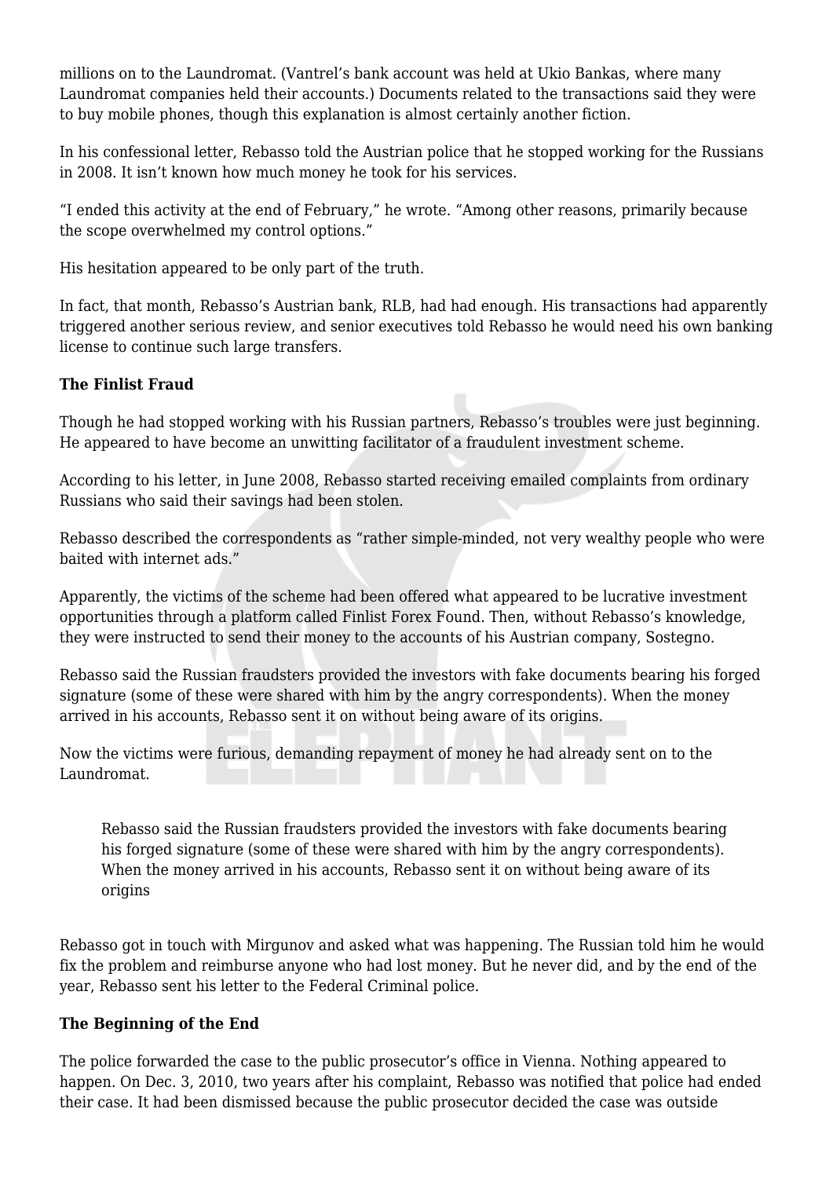millions on to the Laundromat. (Vantrel's bank account was held at Ukio Bankas, where many Laundromat companies held their accounts.) Documents related to the transactions said they were to buy mobile phones, though this explanation is almost certainly another fiction.

In his confessional letter, Rebasso told the Austrian police that he stopped working for the Russians in 2008. It isn't known how much money he took for his services.

"I ended this activity at the end of February," he wrote. "Among other reasons, primarily because the scope overwhelmed my control options."

His hesitation appeared to be only part of the truth.

In fact, that month, Rebasso's Austrian bank, RLB, had had enough. His transactions had apparently triggered another serious review, and senior executives told Rebasso he would need his own banking license to continue such large transfers.

**The Finlist Fraud**

Though he had stopped working with his Russian partners, Rebasso's troubles were just beginning. He appeared to have become an unwitting facilitator of a fraudulent investment scheme.

According to his letter, in June 2008, Rebasso started receiving emailed complaints from ordinary Russians who said their savings had been stolen.

Rebasso described the correspondents as "rather simple-minded, not very wealthy people who were baited with internet ads."

Apparently, the victims of the scheme had been offered what appeared to be lucrative investment opportunities through a platform called Finlist Forex Found. Then, without Rebasso's knowledge, they were instructed to send their money to the accounts of his Austrian company, Sostegno.

Rebasso said the Russian fraudsters provided the investors with fake documents bearing his forged signature (some of these were shared with him by the angry correspondents). When the money arrived in his accounts, Rebasso sent it on without being aware of its origins.

Now the victims were furious, demanding repayment of money he had already sent on to the Laundromat.

> Rebasso said the Russian fraudsters provided the investors with fake documents bearing his forged signature (some of these were shared with him by the angry correspondents). When the money arrived in his accounts, Rebasso sent it on without being aware of its origins

Rebasso got in touch with Mirgunov and asked what was happening. The Russian told him he would fix the problem and reimburse anyone who had lost money. But he never did, and by the end of the year, Rebasso sent his letter to the Federal Criminal police.

**The Beginning of the End**

The police forwarded the case to the public prosecutor's office in Vienna. Nothing appeared to happen. On Dec. 3, 2010, two years after his complaint, Rebasso was notified that police had ended their case. It had been dismissed because the public prosecutor decided the case was outside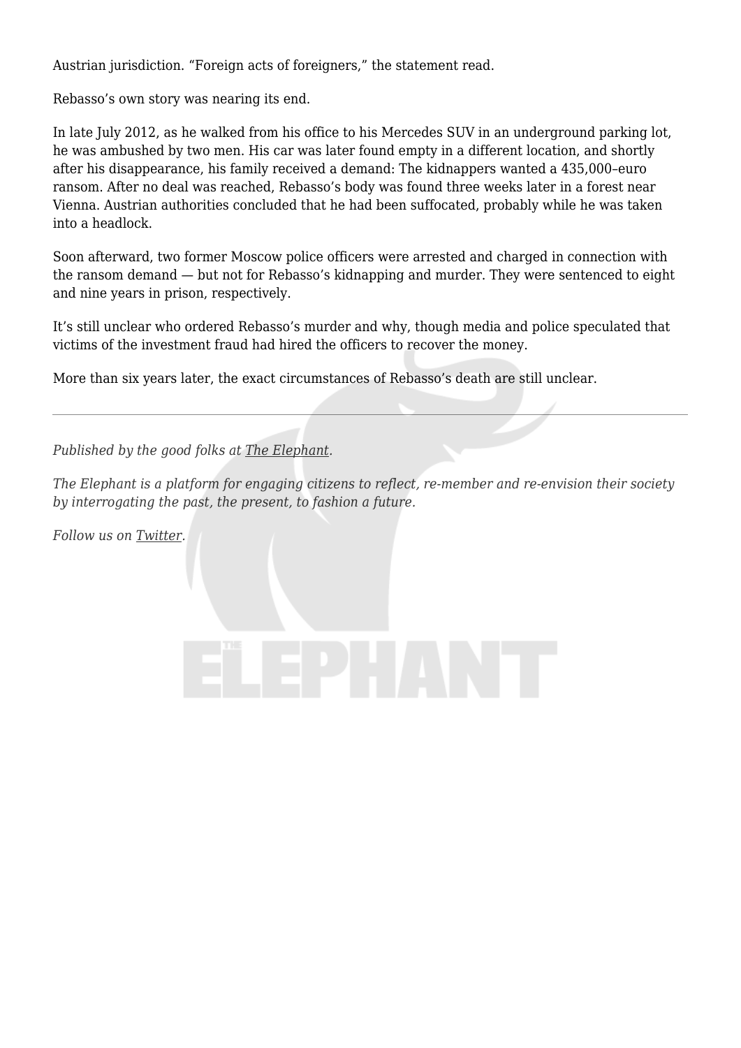Austrian jurisdiction. "Foreign acts of foreigners," the statement read.

Rebasso's own story was nearing its end.

In late July 2012, as he walked from his office to his Mercedes SUV in an underground parking lot, he was ambushed by two men. His car was later found empty in a different location, and shortly after his disappearance, his family received a demand: The kidnappers wanted a 435,000–euro ransom. After no deal was reached, Rebasso's body was found three weeks later in a forest near Vienna. Austrian authorities concluded that he had been suffocated, probably while he was taken into a headlock.

Soon afterward, two former Moscow police officers were arrested and charged in connection with the ransom demand — but not for Rebasso's kidnapping and murder. They were sentenced to eight and nine years in prison, respectively.

It's still unclear who ordered Rebasso's murder and why, though media and police speculated that victims of the investment fraud had hired the officers to recover the money.

More than six years later, the exact circumstances of Rebasso's death are still unclear.

---

*Published by the good folks at The Elephant.*

*The Elephant is a platform for engaging citizens to reflect, re-member and re-envision their society by interrogating the past, the present, to fashion a future.*

*Follow us on Twitter.*